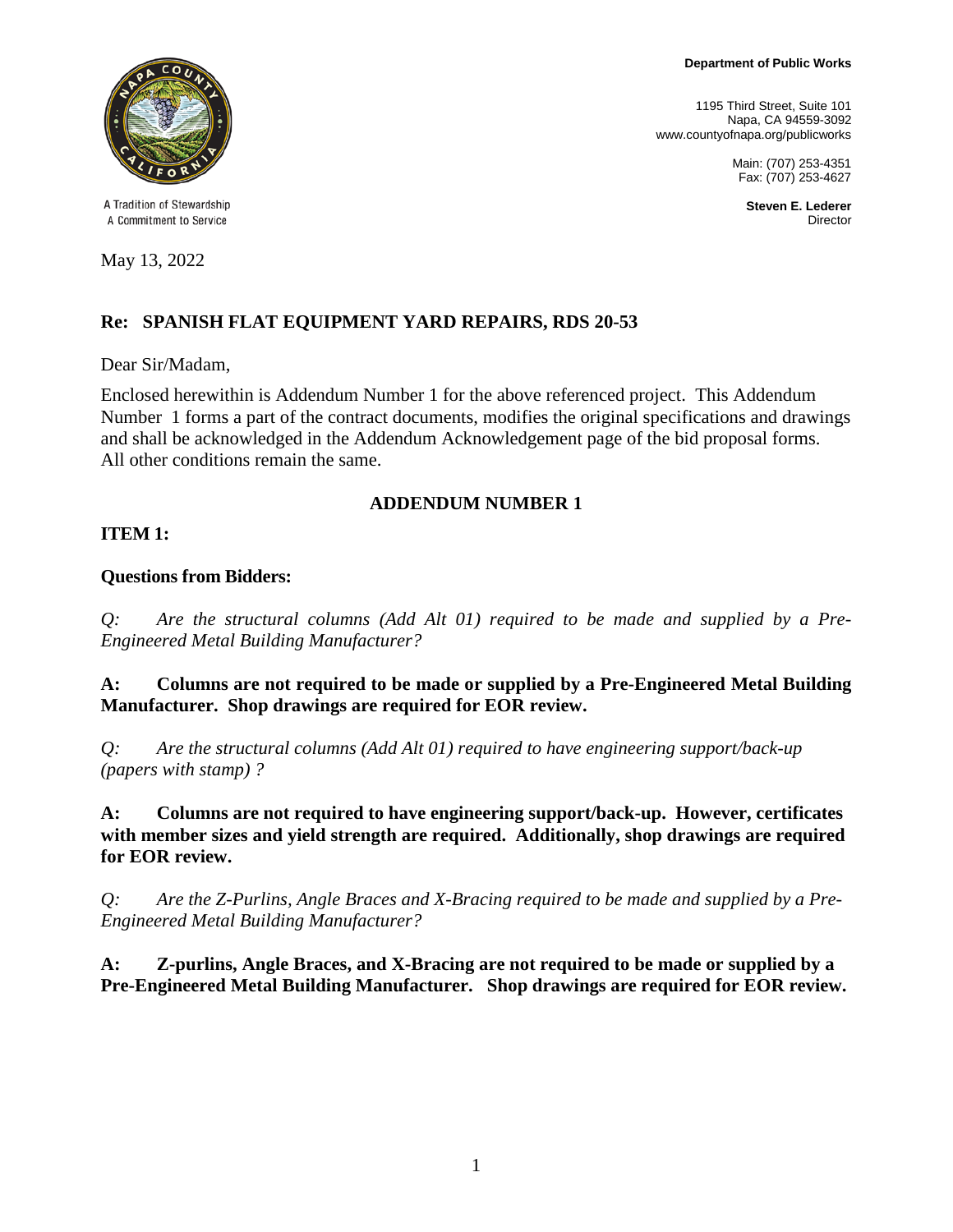A Tradition of Stewardship
A Commitment to Service

**Department of Public Works**

1195 Third Street, Suite 101
Napa, CA 94559-3092
www.countyofnapa.org/publicworks

Main: (707) 253-4351
Fax: (707) 253-4627

**Steven E. Lederer**
Director

May 13, 2022

**Re: SPANISH FLAT EQUIPMENT YARD REPAIRS, RDS 20-53**

Dear Sir/Madam,

Enclosed herewithin is Addendum Number 1 for the above referenced project. This Addendum Number 1 forms a part of the contract documents, modifies the original specifications and drawings and shall be acknowledged in the Addendum Acknowledgement page of the bid proposal forms. All other conditions remain the same.

## ADDENDUM NUMBER 1

### ITEM 1:

**Questions from Bidders:**

*Q: Are the structural columns (Add Alt 01) required to be made and supplied by a Pre-Engineered Metal Building Manufacturer?*

**A: Columns are not required to be made or supplied by a Pre-Engineered Metal Building Manufacturer. Shop drawings are required for EOR review.**

*Q: Are the structural columns (Add Alt 01) required to have engineering support/back-up (papers with stamp) ?*

**A: Columns are not required to have engineering support/back-up. However, certificates with member sizes and yield strength are required. Additionally, shop drawings are required for EOR review.**

*Q: Are the Z-Purlins, Angle Braces and X-Bracing required to be made and supplied by a Pre-Engineered Metal Building Manufacturer?*

**A: Z-purlins, Angle Braces, and X-Bracing are not required to be made or supplied by a Pre-Engineered Metal Building Manufacturer. Shop drawings are required for EOR review.**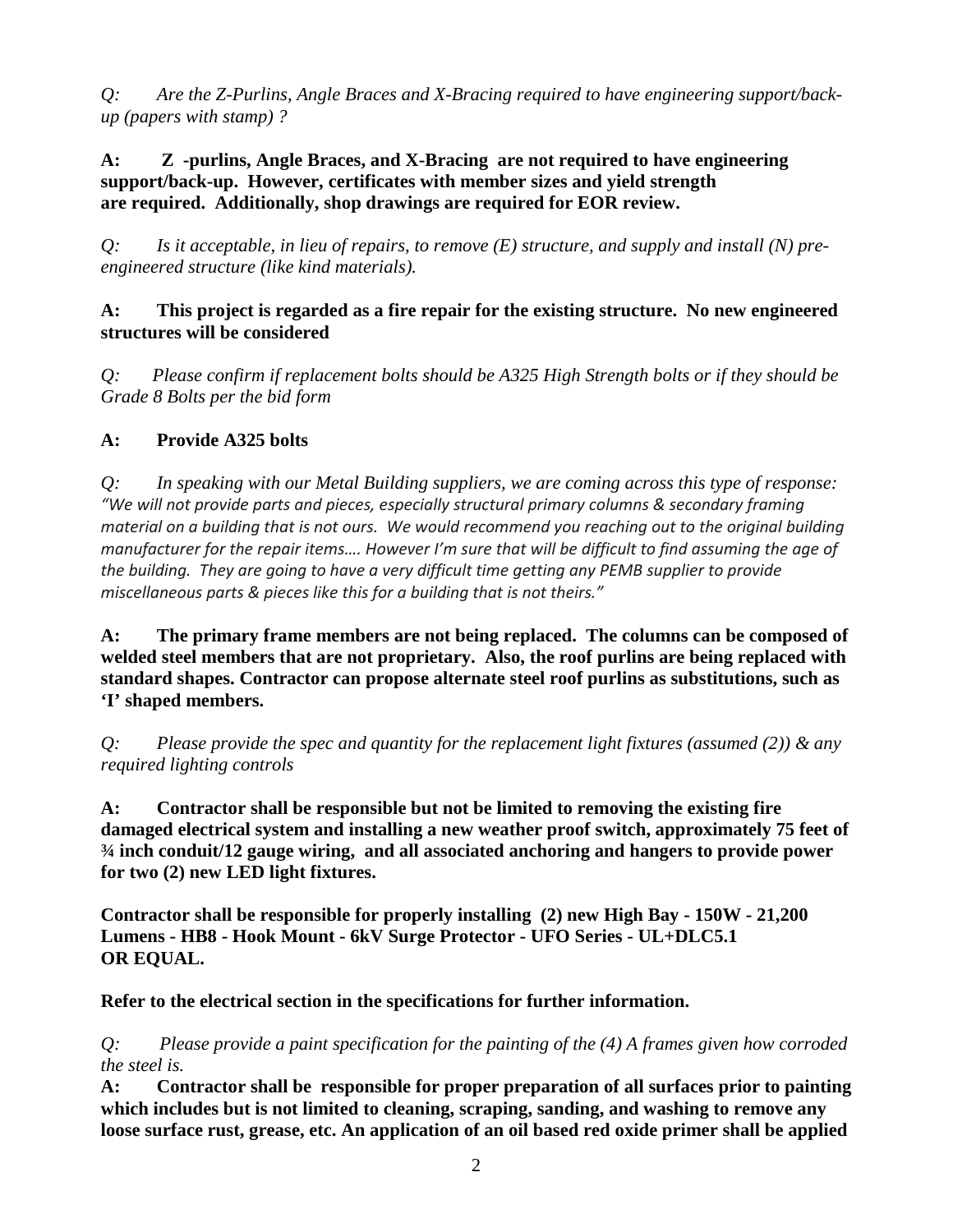*Q: Are the Z-Purlins, Angle Braces and X-Bracing required to have engineering support/back-up (papers with stamp) ?*

**A: Z -purlins, Angle Braces, and X-Bracing are not required to have engineering support/back-up. However, certificates with member sizes and yield strength are required. Additionally, shop drawings are required for EOR review.**

*Q: Is it acceptable, in lieu of repairs, to remove (E) structure, and supply and install (N) pre-engineered structure (like kind materials).*

**A: This project is regarded as a fire repair for the existing structure. No new engineered structures will be considered**

*Q: Please confirm if replacement bolts should be A325 High Strength bolts or if they should be Grade 8 Bolts per the bid form*

**A: Provide A325 bolts**

*Q: In speaking with our Metal Building suppliers, we are coming across this type of response: "We will not provide parts and pieces, especially structural primary columns & secondary framing material on a building that is not ours. We would recommend you reaching out to the original building manufacturer for the repair items…. However I'm sure that will be difficult to find assuming the age of the building. They are going to have a very difficult time getting any PEMB supplier to provide miscellaneous parts & pieces like this for a building that is not theirs."*

**A: The primary frame members are not being replaced. The columns can be composed of welded steel members that are not proprietary. Also, the roof purlins are being replaced with standard shapes. Contractor can propose alternate steel roof purlins as substitutions, such as 'I' shaped members.**

*Q: Please provide the spec and quantity for the replacement light fixtures (assumed (2)) & any required lighting controls*

**A: Contractor shall be responsible but not be limited to removing the existing fire damaged electrical system and installing a new weather proof switch, approximately 75 feet of ¾ inch conduit/12 gauge wiring, and all associated anchoring and hangers to provide power for two (2) new LED light fixtures.**

**Contractor shall be responsible for properly installing (2) new High Bay - 150W - 21,200 Lumens - HB8 - Hook Mount - 6kV Surge Protector - UFO Series - UL+DLC5.1 OR EQUAL.**

**Refer to the electrical section in the specifications for further information.**

*Q: Please provide a paint specification for the painting of the (4) A frames given how corroded the steel is.*

**A: Contractor shall be responsible for proper preparation of all surfaces prior to painting which includes but is not limited to cleaning, scraping, sanding, and washing to remove any loose surface rust, grease, etc. An application of an oil based red oxide primer shall be applied**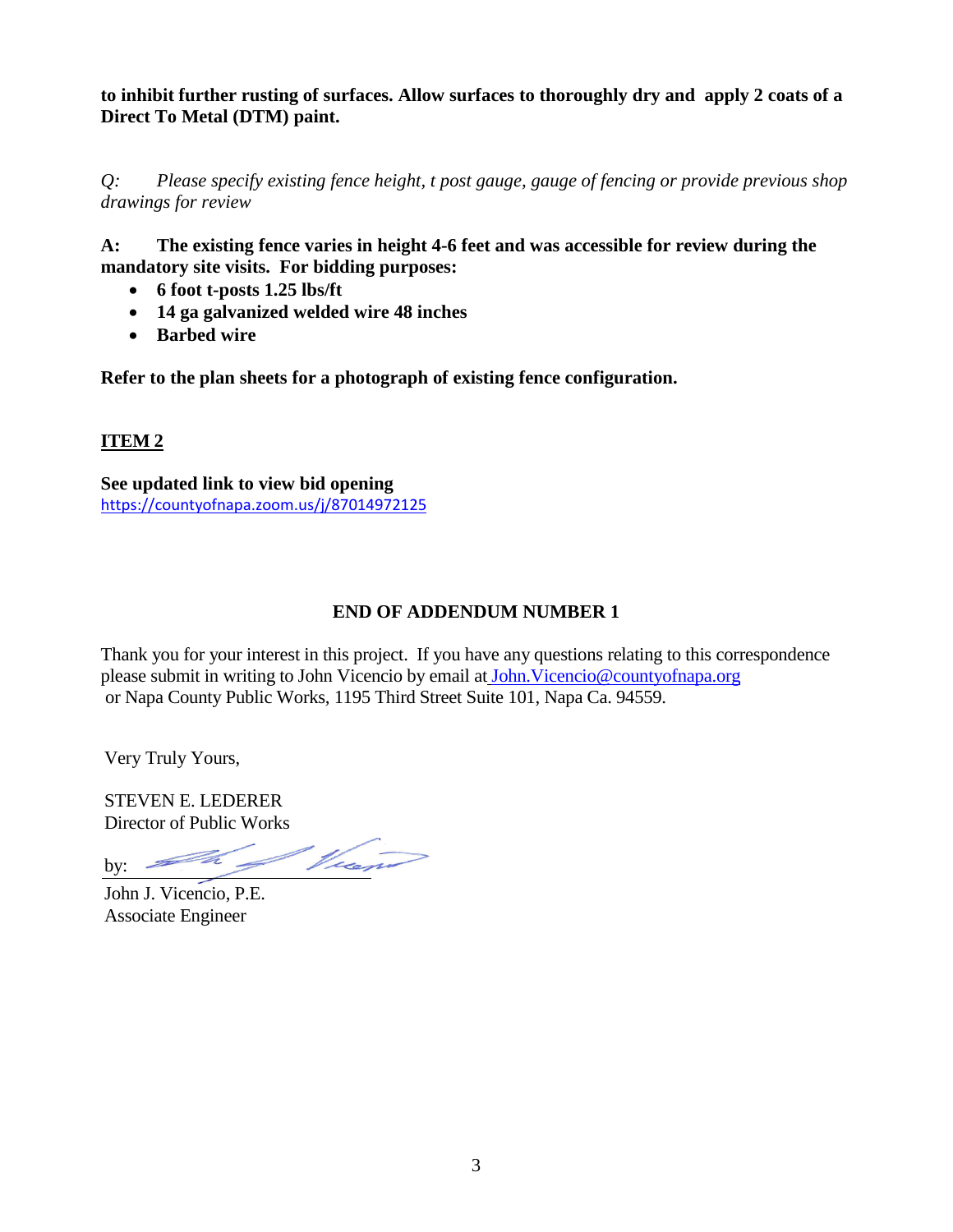**to inhibit further rusting of surfaces. Allow surfaces to thoroughly dry and apply 2 coats of a Direct To Metal (DTM) paint.**

*Q: Please specify existing fence height, t post gauge, gauge of fencing or provide previous shop drawings for review*

**A: The existing fence varies in height 4-6 feet and was accessible for review during the mandatory site visits. For bidding purposes:**

- **6 foot t-posts 1.25 lbs/ft**
- **14 ga galvanized welded wire 48 inches**
- **Barbed wire**

**Refer to the plan sheets for a photograph of existing fence configuration.**

**ITEM 2**

**See updated link to view bid opening**
https://countyofnapa.zoom.us/j/87014972125

**END OF ADDENDUM NUMBER 1**

Thank you for your interest in this project. If you have any questions relating to this correspondence please submit in writing to John Vicencio by email at John.Vicencio@countyofnapa.org or Napa County Public Works, 1195 Third Street Suite 101, Napa Ca. 94559.

Very Truly Yours,

STEVEN E. LEDERER
Director of Public Works

by: ______________________

John J. Vicencio, P.E.
Associate Engineer